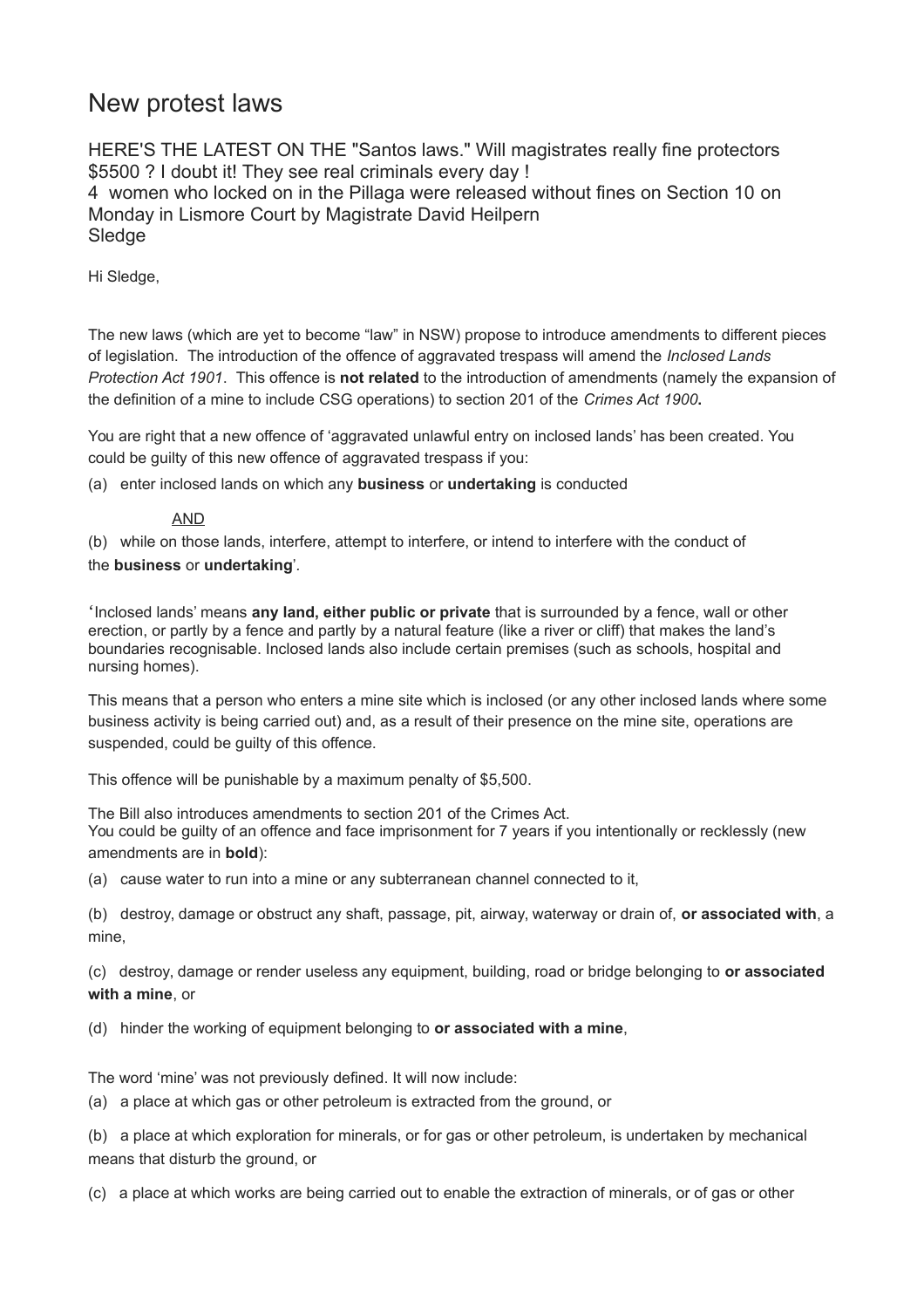# New protest laws

HERE'S THE LATEST ON THE "Santos laws." Will magistrates really fine protectors $5500 ? I doubt it! They see real criminals every day !
4 women who locked on in the Pillaga were released without fines on Section 10 on Monday in Lismore Court by Magistrate David Heilpern
Sledge

Hi Sledge,

The new laws (which are yet to become "law" in NSW) propose to introduce amendments to different pieces of legislation. The introduction of the offence of aggravated trespass will amend the *Inclosed Lands Protection Act 1901*. This offence is **not related** to the introduction of amendments (namely the expansion of the definition of a mine to include CSG operations) to section 201 of the *Crimes Act 1900***.**

You are right that a new offence of 'aggravated unlawful entry on inclosed lands' has been created. You could be guilty of this new offence of aggravated trespass if you:

(a) enter inclosed lands on which any **business** or **undertaking** is conducted

AND

(b) while on those lands, interfere, attempt to interfere, or intend to interfere with the conduct of the **business** or **undertaking**'.

'Inclosed lands' means **any land, either public or private** that is surrounded by a fence, wall or other erection, or partly by a fence and partly by a natural feature (like a river or cliff) that makes the land's boundaries recognisable. Inclosed lands also include certain premises (such as schools, hospital and nursing homes).

This means that a person who enters a mine site which is inclosed (or any other inclosed lands where some business activity is being carried out) and, as a result of their presence on the mine site, operations are suspended, could be guilty of this offence.

This offence will be punishable by a maximum penalty of $5,500.

The Bill also introduces amendments to section 201 of the Crimes Act.
You could be guilty of an offence and face imprisonment for 7 years if you intentionally or recklessly (new amendments are in **bold**):

(a) cause water to run into a mine or any subterranean channel connected to it,

(b) destroy, damage or obstruct any shaft, passage, pit, airway, waterway or drain of, **or associated with**, a mine,

(c) destroy, damage or render useless any equipment, building, road or bridge belonging to **or associated with a mine**, or

(d) hinder the working of equipment belonging to **or associated with a mine**,

The word 'mine' was not previously defined. It will now include:

(a) a place at which gas or other petroleum is extracted from the ground, or

(b) a place at which exploration for minerals, or for gas or other petroleum, is undertaken by mechanical means that disturb the ground, or

(c) a place at which works are being carried out to enable the extraction of minerals, or of gas or other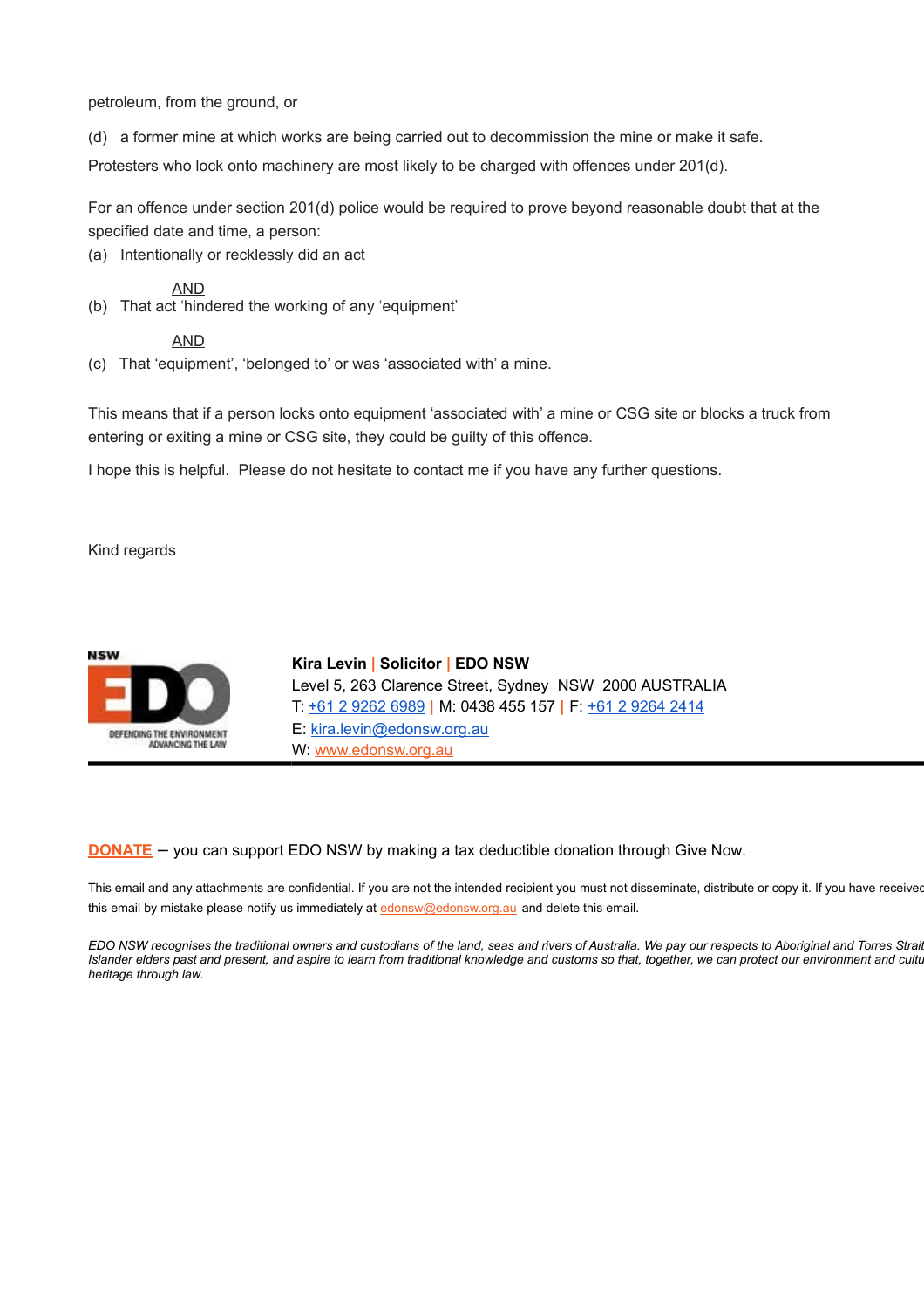petroleum, from the ground, or

(d) a former mine at which works are being carried out to decommission the mine or make it safe.

Protesters who lock onto machinery are most likely to be charged with offences under 201(d).

For an offence under section 201(d) police would be required to prove beyond reasonable doubt that at the specified date and time, a person:

(a) Intentionally or recklessly did an act

AND

(b) That act 'hindered the working of any 'equipment'

AND

(c) That 'equipment', 'belonged to' or was 'associated with' a mine.

This means that if a person locks onto equipment 'associated with' a mine or CSG site or blocks a truck from entering or exiting a mine or CSG site, they could be guilty of this offence.

I hope this is helpful. Please do not hesitate to contact me if you have any further questions.

Kind regards

NSW EDO
DEFENDING THE ENVIRONMENT
ADVANCING THE LAW

**Kira Levin | Solicitor | EDO NSW**
Level 5, 263 Clarence Street, Sydney NSW 2000 AUSTRALIA
T: +61 2 9262 6989 | M: 0438 455 157 | F: +61 2 9264 2414
E: kira.levin@edonsw.org.au
W: www.edonsw.org.au

DONATE – you can support EDO NSW by making a tax deductible donation through Give Now.

This email and any attachments are confidential. If you are not the intended recipient you must not disseminate, distribute or copy it. If you have received this email by mistake please notify us immediately at edonsw@edonsw.org.au and delete this email.

*EDO NSW recognises the traditional owners and custodians of the land, seas and rivers of Australia. We pay our respects to Aboriginal and Torres Strait Islander elders past and present, and aspire to learn from traditional knowledge and customs so that, together, we can protect our environment and cultu heritage through law.*